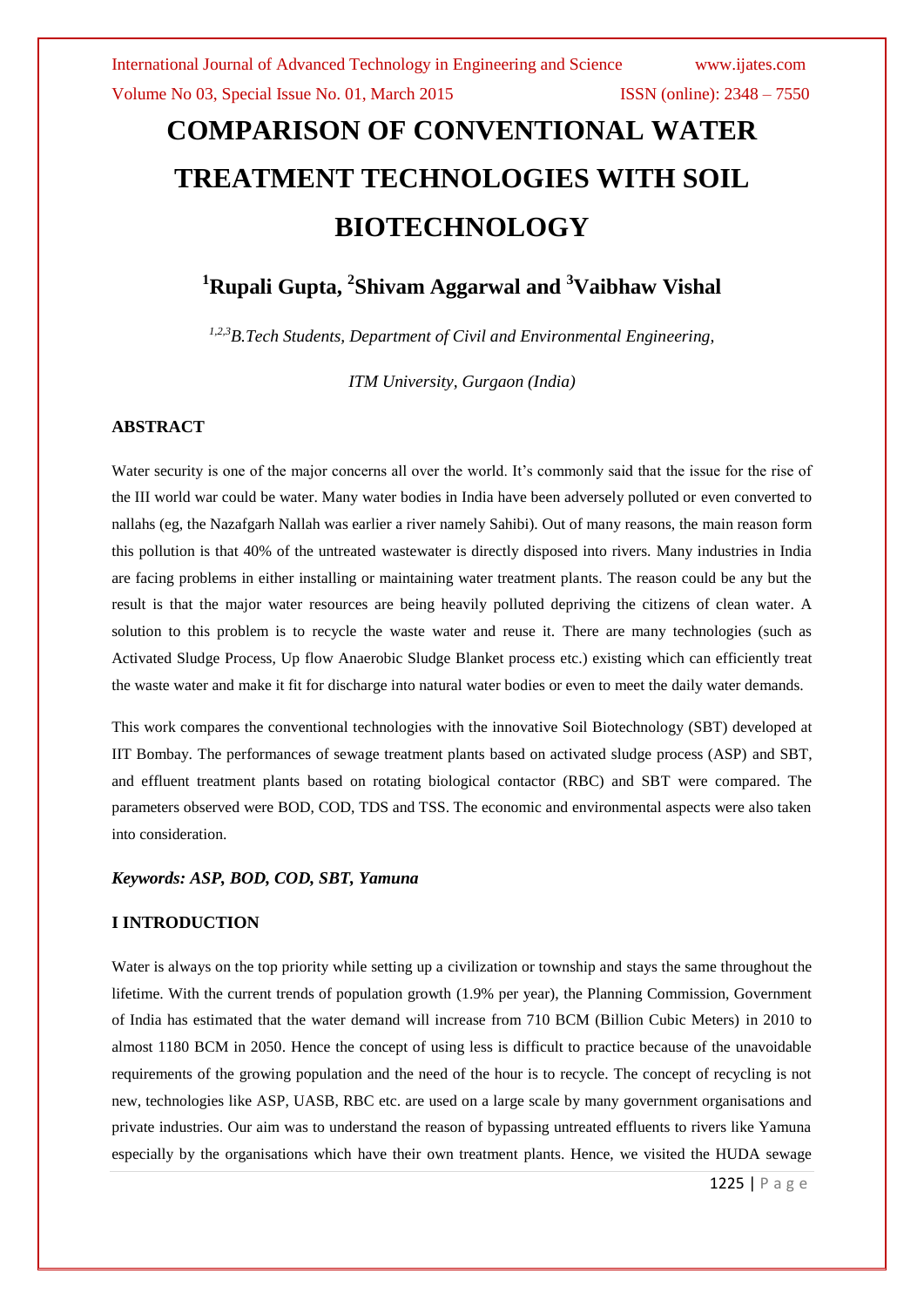# COMPARISON OF CONVENTIONAL WATER TREATMENT TECHNOLOGIES WITH SOIL BIOTECHNOLOGY

## [1]Rupali Gupta, [2]Shivam Aggarwal and [3]Vaibhaw Vishal

*[1,2,3]B.Tech Students, Department of Civil and Environmental Engineering,*

*ITM University, Gurgaon (India)*

### ABSTRACT

Water security is one of the major concerns all over the world. It's commonly said that the issue for the rise of the III world war could be water. Many water bodies in India have been adversely polluted or even converted to nallahs (eg, the Nazafgarh Nallah was earlier a river namely Sahibi). Out of many reasons, the main reason form this pollution is that 40% of the untreated wastewater is directly disposed into rivers. Many industries in India are facing problems in either installing or maintaining water treatment plants. The reason could be any but the result is that the major water resources are being heavily polluted depriving the citizens of clean water. A solution to this problem is to recycle the waste water and reuse it. There are many technologies (such as Activated Sludge Process, Up flow Anaerobic Sludge Blanket process etc.) existing which can efficiently treat the waste water and make it fit for discharge into natural water bodies or even to meet the daily water demands.

This work compares the conventional technologies with the innovative Soil Biotechnology (SBT) developed at IIT Bombay. The performances of sewage treatment plants based on activated sludge process (ASP) and SBT, and effluent treatment plants based on rotating biological contactor (RBC) and SBT were compared. The parameters observed were BOD, COD, TDS and TSS. The economic and environmental aspects were also taken into consideration.

***Keywords: ASP, BOD, COD, SBT, Yamuna***

### I INTRODUCTION

Water is always on the top priority while setting up a civilization or township and stays the same throughout the lifetime. With the current trends of population growth (1.9% per year), the Planning Commission, Government of India has estimated that the water demand will increase from 710 BCM (Billion Cubic Meters) in 2010 to almost 1180 BCM in 2050. Hence the concept of using less is difficult to practice because of the unavoidable requirements of the growing population and the need of the hour is to recycle. The concept of recycling is not new, technologies like ASP, UASB, RBC etc. are used on a large scale by many government organisations and private industries. Our aim was to understand the reason of bypassing untreated effluents to rivers like Yamuna especially by the organisations which have their own treatment plants. Hence, we visited the HUDA sewage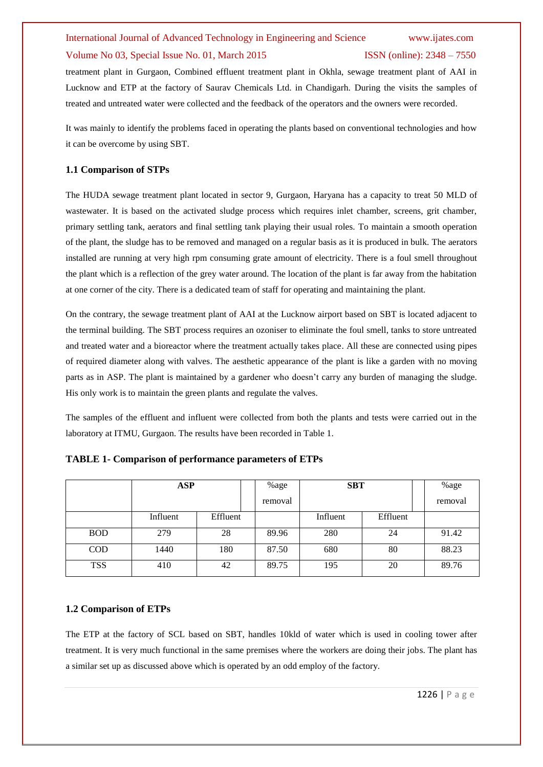treatment plant in Gurgaon, Combined effluent treatment plant in Okhla, sewage treatment plant of AAI in Lucknow and ETP at the factory of Saurav Chemicals Ltd. in Chandigarh. During the visits the samples of treated and untreated water were collected and the feedback of the operators and the owners were recorded.

It was mainly to identify the problems faced in operating the plants based on conventional technologies and how it can be overcome by using SBT.

### 1.1 Comparison of STPs

The HUDA sewage treatment plant located in sector 9, Gurgaon, Haryana has a capacity to treat 50 MLD of wastewater. It is based on the activated sludge process which requires inlet chamber, screens, grit chamber, primary settling tank, aerators and final settling tank playing their usual roles. To maintain a smooth operation of the plant, the sludge has to be removed and managed on a regular basis as it is produced in bulk. The aerators installed are running at very high rpm consuming grate amount of electricity. There is a foul smell throughout the plant which is a reflection of the grey water around. The location of the plant is far away from the habitation at one corner of the city. There is a dedicated team of staff for operating and maintaining the plant.

On the contrary, the sewage treatment plant of AAI at the Lucknow airport based on SBT is located adjacent to the terminal building. The SBT process requires an ozoniser to eliminate the foul smell, tanks to store untreated and treated water and a bioreactor where the treatment actually takes place. All these are connected using pipes of required diameter along with valves. The aesthetic appearance of the plant is like a garden with no moving parts as in ASP. The plant is maintained by a gardener who doesn't carry any burden of managing the sludge. His only work is to maintain the green plants and regulate the valves.

The samples of the effluent and influent were collected from both the plants and tests were carried out in the laboratory at ITMU, Gurgaon. The results have been recorded in Table 1.

**TABLE 1- Comparison of performance parameters of ETPs**

| | ASP | | %age removal | SBT | | %age removal |
|---|---|---|---|---|---|---|
| | Influent | Effluent | | Influent | Effluent | |
| BOD | 279 | 28 | 89.96 | 280 | 24 | 91.42 |
| COD | 1440 | 180 | 87.50 | 680 | 80 | 88.23 |
| TSS | 410 | 42 | 89.75 | 195 | 20 | 89.76 |

### 1.2 Comparison of ETPs

The ETP at the factory of SCL based on SBT, handles 10kld of water which is used in cooling tower after treatment. It is very much functional in the same premises where the workers are doing their jobs. The plant has a similar set up as discussed above which is operated by an odd employ of the factory.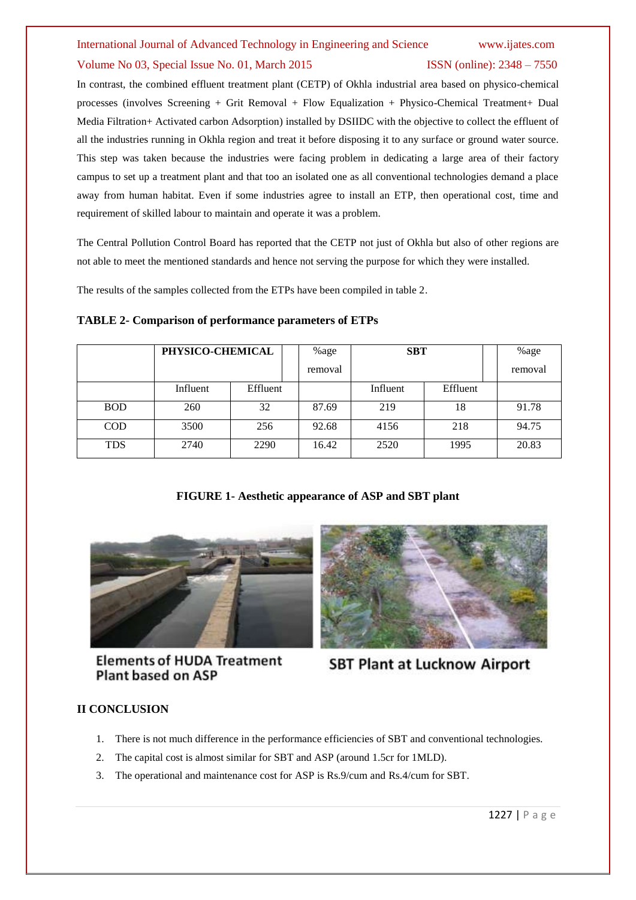In contrast, the combined effluent treatment plant (CETP) of Okhla industrial area based on physico-chemical processes (involves Screening + Grit Removal + Flow Equalization + Physico-Chemical Treatment+ Dual Media Filtration+ Activated carbon Adsorption) installed by DSIIDC with the objective to collect the effluent of all the industries running in Okhla region and treat it before disposing it to any surface or ground water source. This step was taken because the industries were facing problem in dedicating a large area of their factory campus to set up a treatment plant and that too an isolated one as all conventional technologies demand a place away from human habitat. Even if some industries agree to install an ETP, then operational cost, time and requirement of skilled labour to maintain and operate it was a problem.

The Central Pollution Control Board has reported that the CETP not just of Okhla but also of other regions are not able to meet the mentioned standards and hence not serving the purpose for which they were installed.

The results of the samples collected from the ETPs have been compiled in table 2.

**TABLE 2- Comparison of performance parameters of ETPs**

| | **PHYSICO-CHEMICAL** | | %age removal | **SBT** | | %age removal |
|---|---|---|---|---|---|---|
| | Influent | Effluent | | Influent | Effluent | |
| BOD | 260 | 32 | 87.69 | 219 | 18 | 91.78 |
| COD | 3500 | 256 | 92.68 | 4156 | 218 | 94.75 |
| TDS | 2740 | 2290 | 16.42 | 2520 | 1995 | 20.83 |

**FIGURE 1- Aesthetic appearance of ASP and SBT plant**

Elements of HUDA Treatment Plant based on ASP

SBT Plant at Lucknow Airport

## II CONCLUSION

1. There is not much difference in the performance efficiencies of SBT and conventional technologies.
2. The capital cost is almost similar for SBT and ASP (around 1.5cr for 1MLD).
3. The operational and maintenance cost for ASP is Rs.9/cum and Rs.4/cum for SBT.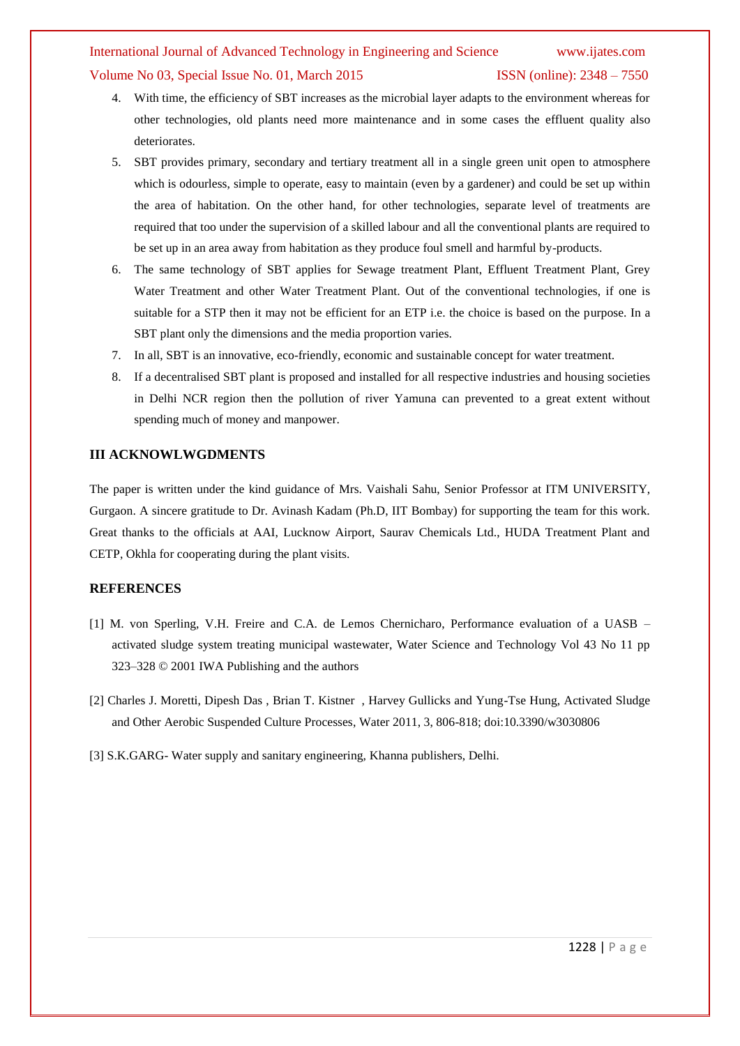4. With time, the efficiency of SBT increases as the microbial layer adapts to the environment whereas for other technologies, old plants need more maintenance and in some cases the effluent quality also deteriorates.
5. SBT provides primary, secondary and tertiary treatment all in a single green unit open to atmosphere which is odourless, simple to operate, easy to maintain (even by a gardener) and could be set up within the area of habitation. On the other hand, for other technologies, separate level of treatments are required that too under the supervision of a skilled labour and all the conventional plants are required to be set up in an area away from habitation as they produce foul smell and harmful by-products.
6. The same technology of SBT applies for Sewage treatment Plant, Effluent Treatment Plant, Grey Water Treatment and other Water Treatment Plant. Out of the conventional technologies, if one is suitable for a STP then it may not be efficient for an ETP i.e. the choice is based on the purpose. In a SBT plant only the dimensions and the media proportion varies.
7. In all, SBT is an innovative, eco-friendly, economic and sustainable concept for water treatment.
8. If a decentralised SBT plant is proposed and installed for all respective industries and housing societies in Delhi NCR region then the pollution of river Yamuna can prevented to a great extent without spending much of money and manpower.

## III ACKNOWLWGDMENTS

The paper is written under the kind guidance of Mrs. Vaishali Sahu, Senior Professor at ITM UNIVERSITY, Gurgaon. A sincere gratitude to Dr. Avinash Kadam (Ph.D, IIT Bombay) for supporting the team for this work. Great thanks to the officials at AAI, Lucknow Airport, Saurav Chemicals Ltd., HUDA Treatment Plant and CETP, Okhla for cooperating during the plant visits.

## REFERENCES

[1] M. von Sperling, V.H. Freire and C.A. de Lemos Chernicharo, Performance evaluation of a UASB – activated sludge system treating municipal wastewater, Water Science and Technology Vol 43 No 11 pp 323–328 © 2001 IWA Publishing and the authors

[2] Charles J. Moretti, Dipesh Das , Brian T. Kistner , Harvey Gullicks and Yung-Tse Hung, Activated Sludge and Other Aerobic Suspended Culture Processes, Water 2011, 3, 806-818; doi:10.3390/w3030806

[3] S.K.GARG- Water supply and sanitary engineering, Khanna publishers, Delhi.